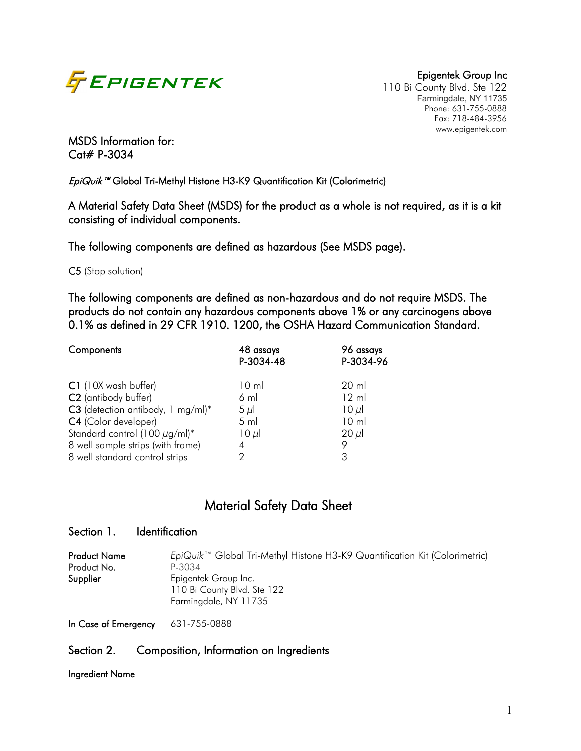Epigentek Group Inc
110 Bi County Blvd. Ste 122
Farmingdale, NY 11735
Phone: 631-755-0888
Fax: 718-484-3956
www.epigentek.com

MSDS Information for:
Cat# P-3034

*EpiQuik™* Global Tri-Methyl Histone H3-K9 Quantification Kit (Colorimetric)

A Material Safety Data Sheet (MSDS) for the product as a whole is not required, as it is a kit consisting of individual components.

The following components are defined as hazardous (See MSDS page).

**C5** (Stop solution)

The following components are defined as non-hazardous and do not require MSDS. The products do not contain any hazardous components above 1% or any carcinogens above 0.1% as defined in 29 CFR 1910. 1200, the OSHA Hazard Communication Standard.

| Components | 48 assays P-3034-48 | 96 assays P-3034-96 |
|---|---|---|
| **C1** (10X wash buffer) | 10 ml | 20 ml |
| **C2** (antibody buffer) | 6 ml | 12 ml |
| **C3** (detection antibody, 1 mg/ml)* | 5 µl | 10 µl |
| **C4** (Color developer) | 5 ml | 10 ml |
| Standard control (100 µg/ml)* | 10 µl | 20 µl |
| 8 well sample strips (with frame) | 4 | 9 |
| 8 well standard control strips | 2 | 3 |

# Material Safety Data Sheet

## Section 1. Identification

**Product Name** *EpiQuik™* Global Tri-Methyl Histone H3-K9 Quantification Kit (Colorimetric)
**Product No.** P-3034
**Supplier** Epigentek Group Inc.
110 Bi County Blvd. Ste 122
Farmingdale, NY 11735

**In Case of Emergency** 631-755-0888

## Section 2. Composition, Information on Ingredients

**Ingredient Name**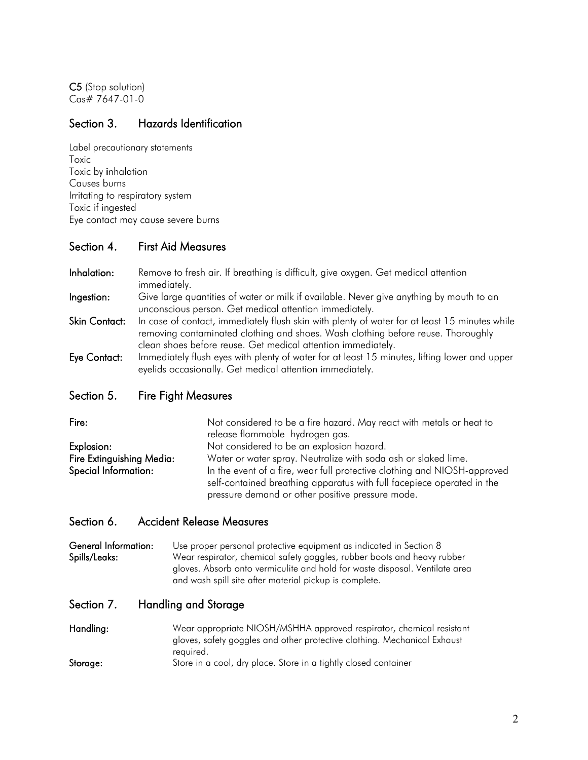**C5** (Stop solution)
Cas# 7647-01-0

## Section 3. Hazards Identification

Label precautionary statements
Toxic
Toxic by inhalation
Causes burns
Irritating to respiratory system
Toxic if ingested
Eye contact may cause severe burns

## Section 4. First Aid Measures

**Inhalation:** Remove to fresh air. If breathing is difficult, give oxygen. Get medical attention immediately.

**Ingestion:** Give large quantities of water or milk if available. Never give anything by mouth to an unconscious person. Get medical attention immediately.

**Skin Contact:** In case of contact, immediately flush skin with plenty of water for at least 15 minutes while removing contaminated clothing and shoes. Wash clothing before reuse. Thoroughly clean shoes before reuse. Get medical attention immediately.

**Eye Contact:** Immediately flush eyes with plenty of water for at least 15 minutes, lifting lower and upper eyelids occasionally. Get medical attention immediately.

## Section 5. Fire Fight Measures

**Fire:** Not considered to be a fire hazard. May react with metals or heat to release flammable hydrogen gas.

**Explosion:** Not considered to be an explosion hazard.

**Fire Extinguishing Media:** Water or water spray. Neutralize with soda ash or slaked lime.

**Special Information:** In the event of a fire, wear full protective clothing and NIOSH-approved self-contained breathing apparatus with full facepiece operated in the pressure demand or other positive pressure mode.

## Section 6. Accident Release Measures

**General Information:** Use proper personal protective equipment as indicated in Section 8

**Spills/Leaks:** Wear respirator, chemical safety goggles, rubber boots and heavy rubber gloves. Absorb onto vermiculite and hold for waste disposal. Ventilate area and wash spill site after material pickup is complete.

## Section 7. Handling and Storage

**Handling:** Wear appropriate NIOSH/MSHHA approved respirator, chemical resistant gloves, safety goggles and other protective clothing. Mechanical Exhaust required.

**Storage:** Store in a cool, dry place. Store in a tightly closed container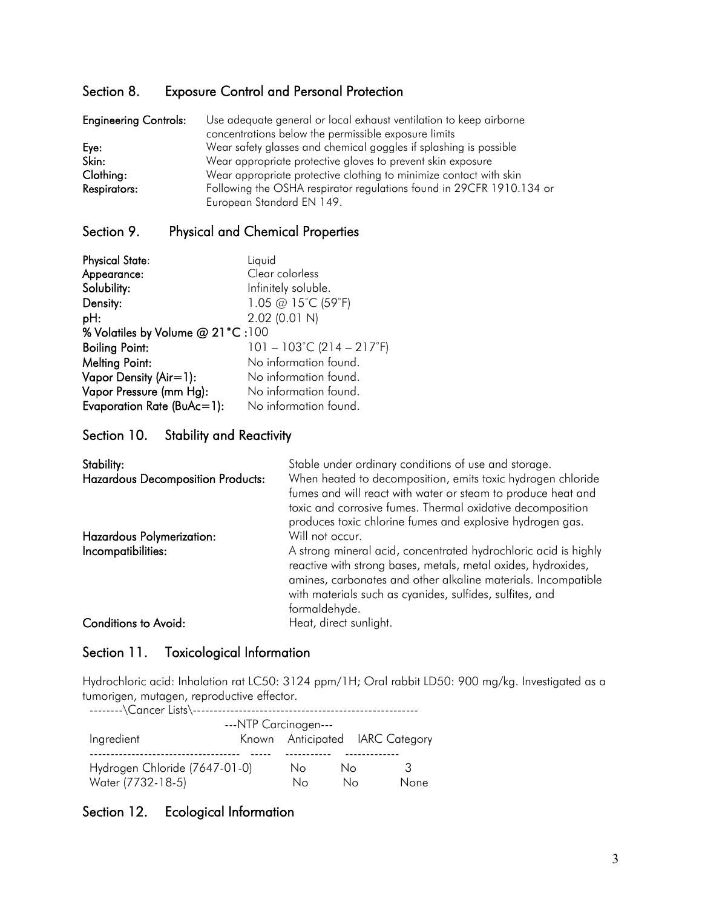## Section 8. Exposure Control and Personal Protection

**Engineering Controls:** Use adequate general or local exhaust ventilation to keep airborne concentrations below the permissible exposure limits
**Eye:** Wear safety glasses and chemical goggles if splashing is possible
**Skin:** Wear appropriate protective gloves to prevent skin exposure
**Clothing:** Wear appropriate protective clothing to minimize contact with skin
**Respirators:** Following the OSHA respirator regulations found in 29CFR 1910.134 or European Standard EN 149.

## Section 9. Physical and Chemical Properties

**Physical State**: Liquid
**Appearance:** Clear colorless
**Solubility:** Infinitely soluble.
**Density:** 1.05 @ 15˚C (59˚F)
**pH:** 2.02 (0.01 N)
**% Volatiles by Volume @ 21°C :** 100
**Boiling Point:** 101 – 103˚C (214 – 217˚F)
**Melting Point:** No information found.
**Vapor Density (Air=1):** No information found.
**Vapor Pressure (mm Hg):** No information found.
**Evaporation Rate (BuAc=1):** No information found.

## Section 10. Stability and Reactivity

**Stability:** Stable under ordinary conditions of use and storage.
**Hazardous Decomposition Products:** When heated to decomposition, emits toxic hydrogen chloride fumes and will react with water or steam to produce heat and toxic and corrosive fumes. Thermal oxidative decomposition produces toxic chlorine fumes and explosive hydrogen gas.
**Hazardous Polymerization:** Will not occur.
**Incompatibilities:** A strong mineral acid, concentrated hydrochloric acid is highly reactive with strong bases, metals, metal oxides, hydroxides, amines, carbonates and other alkaline materials. Incompatible with materials such as cyanides, sulfides, sulfites, and formaldehyde.
**Conditions to Avoid:** Heat, direct sunlight.

## Section 11. Toxicological Information

Hydrochloric acid: Inhalation rat LC50: 3124 ppm/1H; Oral rabbit LD50: 900 mg/kg. Investigated as a tumorigen, mutagen, reproductive effector.

--------\Cancer Lists\------------------------------------------------------

| Ingredient | ---NTP Carcinogen--- Known | Anticipated | IARC Category |
|---|---|---|---|
| Hydrogen Chloride (7647-01-0) | No | No | 3 |
| Water (7732-18-5) | No | No | None |

## Section 12. Ecological Information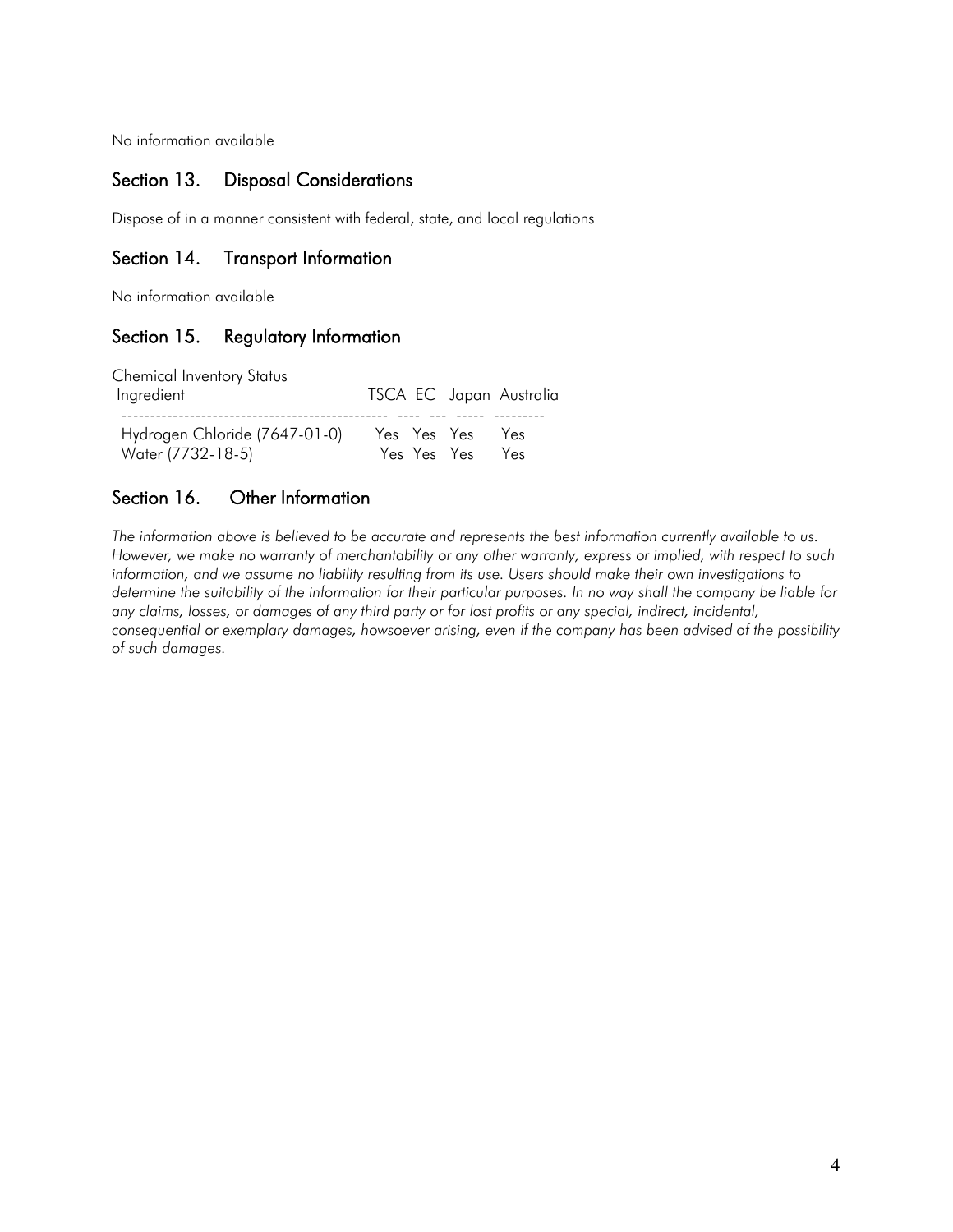No information available

## Section 13. Disposal Considerations

Dispose of in a manner consistent with federal, state, and local regulations

## Section 14. Transport Information

No information available

## Section 15. Regulatory Information

Chemical Inventory Status

| Ingredient | TSCA | EC | Japan | Australia |
|---|---|---|---|---|
| Hydrogen Chloride (7647-01-0) | Yes | Yes | Yes | Yes |
| Water (7732-18-5) | Yes | Yes | Yes | Yes |

## Section 16. Other Information

*The information above is believed to be accurate and represents the best information currently available to us. However, we make no warranty of merchantability or any other warranty, express or implied, with respect to such information, and we assume no liability resulting from its use. Users should make their own investigations to determine the suitability of the information for their particular purposes. In no way shall the company be liable for any claims, losses, or damages of any third party or for lost profits or any special, indirect, incidental, consequential or exemplary damages, howsoever arising, even if the company has been advised of the possibility of such damages.*